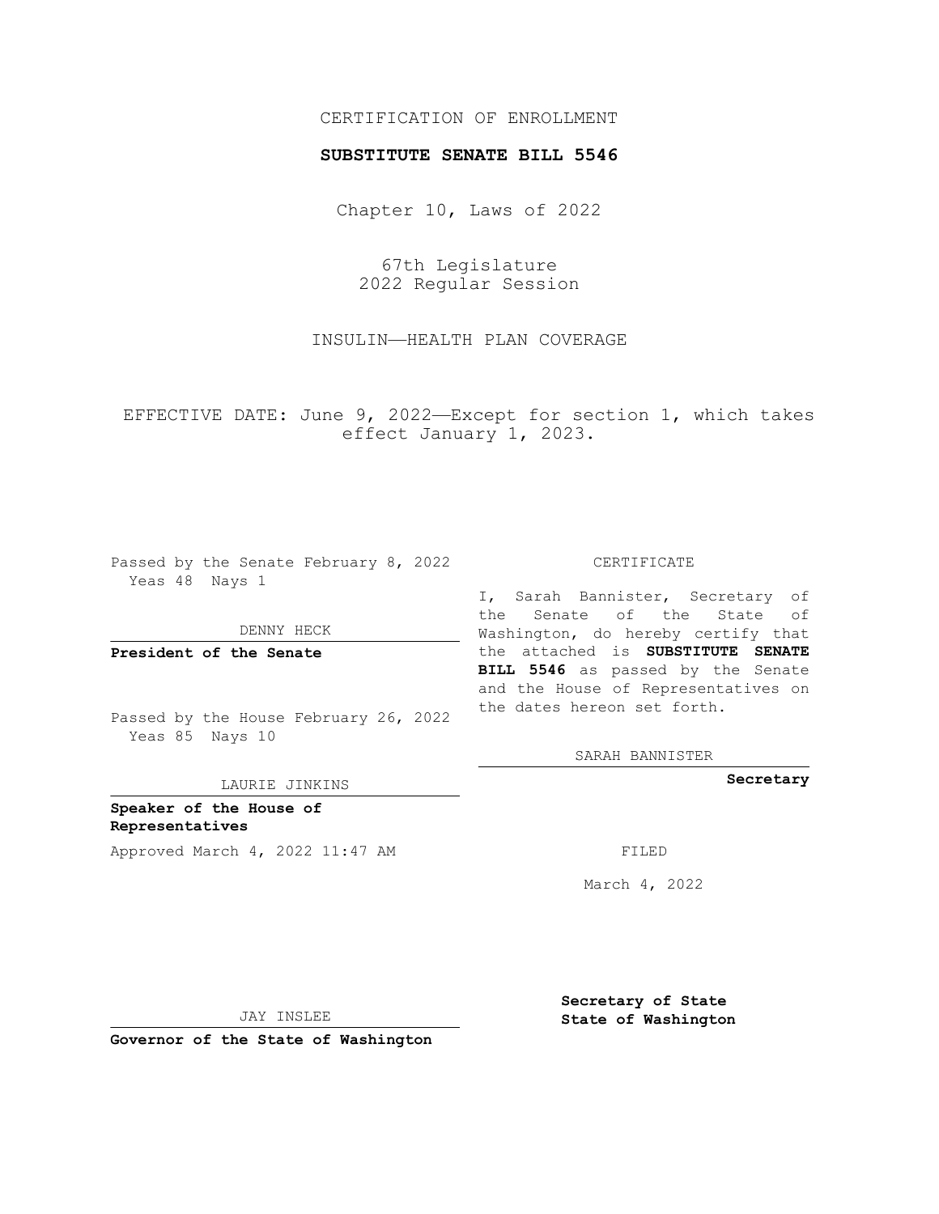CERTIFICATION OF ENROLLMENT

**SUBSTITUTE SENATE BILL 5546**

Chapter 10, Laws of 2022

67th Legislature
2022 Regular Session

INSULIN—HEALTH PLAN COVERAGE

EFFECTIVE DATE: June 9, 2022—Except for section 1, which takes effect January 1, 2023.

Passed by the Senate February 8, 2022
Yeas 48 Nays 1

DENNY HECK

**President of the Senate**

Passed by the House February 26, 2022
Yeas 85 Nays 10

LAURIE JINKINS

**Speaker of the House of Representatives**

Approved March 4, 2022 11:47 AM

JAY INSLEE

**Governor of the State of Washington**

CERTIFICATE

I, Sarah Bannister, Secretary of the Senate of the State of Washington, do hereby certify that the attached is **SUBSTITUTE SENATE BILL 5546** as passed by the Senate and the House of Representatives on the dates hereon set forth.

SARAH BANNISTER

**Secretary**

FILED

March 4, 2022

**Secretary of State**
**State of Washington**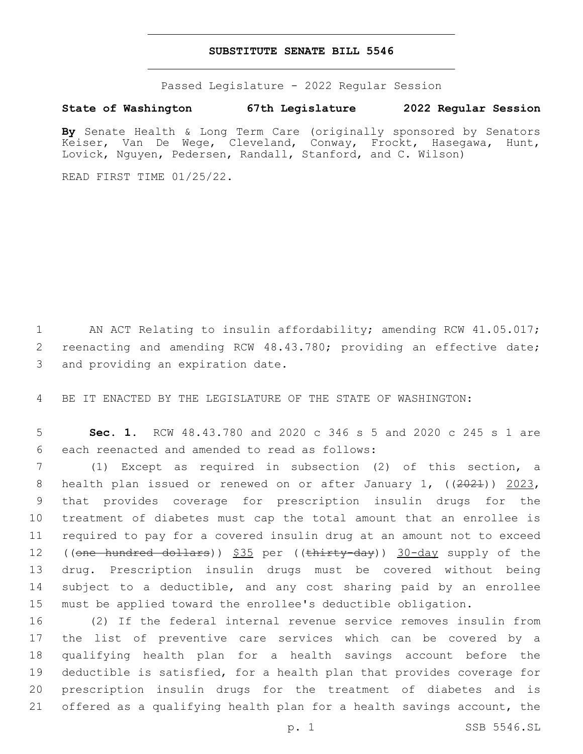**SUBSTITUTE SENATE BILL 5546**

Passed Legislature - 2022 Regular Session

**State of Washington 67th Legislature 2022 Regular Session**

**By** Senate Health & Long Term Care (originally sponsored by Senators Keiser, Van De Wege, Cleveland, Conway, Frockt, Hasegawa, Hunt, Lovick, Nguyen, Pedersen, Randall, Stanford, and C. Wilson)

READ FIRST TIME 01/25/22.

1 AN ACT Relating to insulin affordability; amending RCW 41.05.017; 2 reenacting and amending RCW 48.43.780; providing an effective date; 3 and providing an expiration date.

4 BE IT ENACTED BY THE LEGISLATURE OF THE STATE OF WASHINGTON:

5 **Sec. 1.** RCW 48.43.780 and 2020 c 346 s 5 and 2020 c 245 s 1 are 6 each reenacted and amended to read as follows:

7 (1) Except as required in subsection (2) of this section, a 8 health plan issued or renewed on or after January 1, ((~~2021~~)) 2023, 9 that provides coverage for prescription insulin drugs for the 10 treatment of diabetes must cap the total amount that an enrollee is 11 required to pay for a covered insulin drug at an amount not to exceed 12 ((~~one hundred dollars~~)) $35 per ((~~thirty-day~~)) 30-day supply of the 13 drug. Prescription insulin drugs must be covered without being 14 subject to a deductible, and any cost sharing paid by an enrollee 15 must be applied toward the enrollee's deductible obligation.

16 (2) If the federal internal revenue service removes insulin from 17 the list of preventive care services which can be covered by a 18 qualifying health plan for a health savings account before the 19 deductible is satisfied, for a health plan that provides coverage for 20 prescription insulin drugs for the treatment of diabetes and is 21 offered as a qualifying health plan for a health savings account, the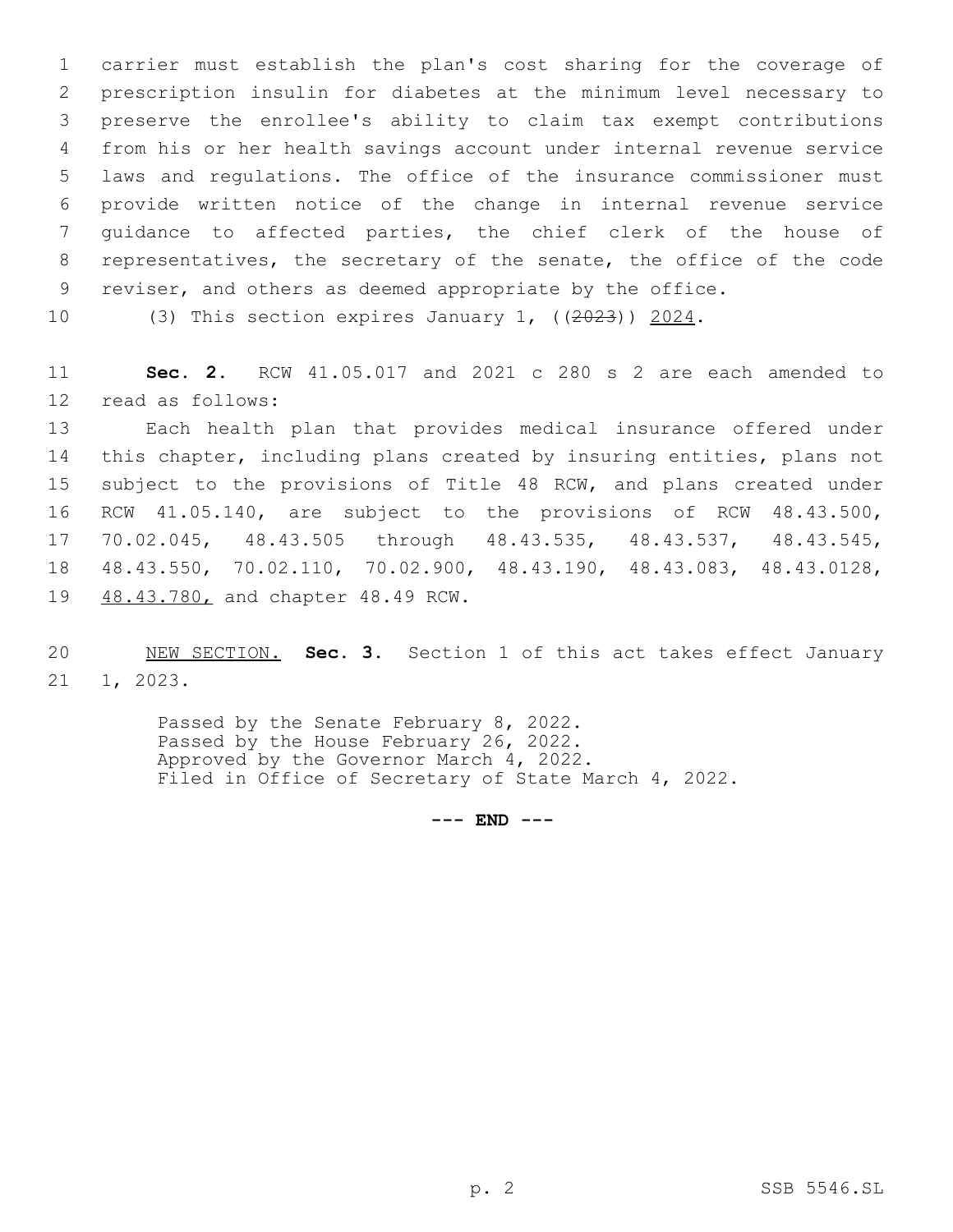carrier must establish the plan's cost sharing for the coverage of prescription insulin for diabetes at the minimum level necessary to preserve the enrollee's ability to claim tax exempt contributions from his or her health savings account under internal revenue service laws and regulations. The office of the insurance commissioner must provide written notice of the change in internal revenue service guidance to affected parties, the chief clerk of the house of representatives, the secretary of the senate, the office of the code reviser, and others as deemed appropriate by the office.

(3) This section expires January 1, ((~~2023~~)) <u>2024</u>.

**Sec. 2.** RCW 41.05.017 and 2021 c 280 s 2 are each amended to read as follows:

Each health plan that provides medical insurance offered under this chapter, including plans created by insuring entities, plans not subject to the provisions of Title 48 RCW, and plans created under RCW 41.05.140, are subject to the provisions of RCW 48.43.500, 70.02.045, 48.43.505 through 48.43.535, 48.43.537, 48.43.545, 48.43.550, 70.02.110, 70.02.900, 48.43.190, 48.43.083, 48.43.0128, <u>48.43.780,</u> and chapter 48.49 RCW.

<u>NEW SECTION.</u> **Sec. 3.** Section 1 of this act takes effect January 1, 2023.

Passed by the Senate February 8, 2022.
Passed by the House February 26, 2022.
Approved by the Governor March 4, 2022.
Filed in Office of Secretary of State March 4, 2022.

**--- END ---**